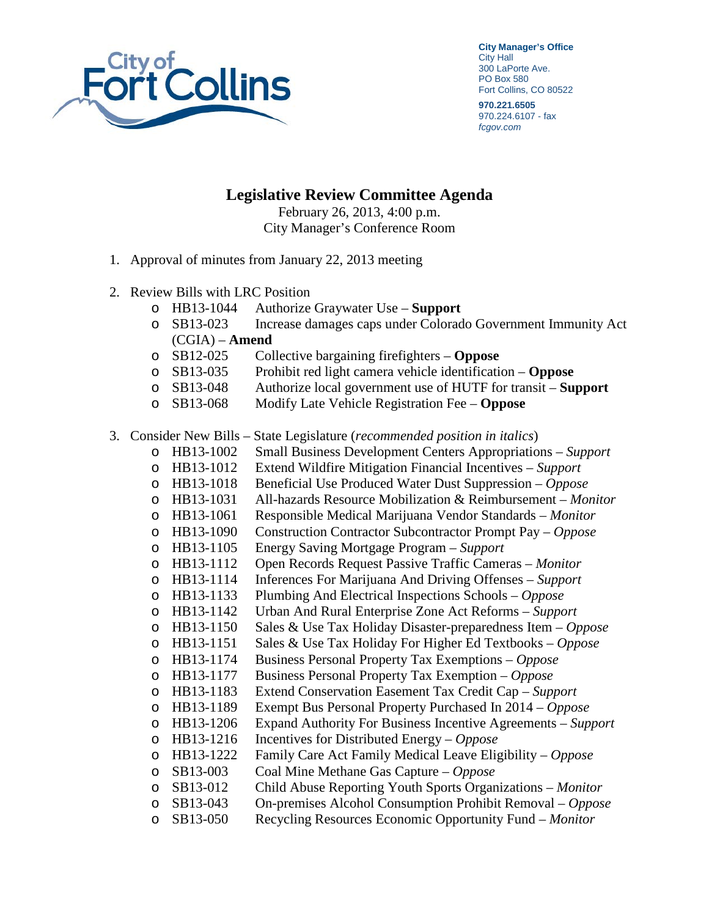City of Fort Collins

**City Manager's Office**
City Hall
300 LaPorte Ave.
PO Box 580
Fort Collins, CO 80522

**970.221.6505**
970.224.6107 - fax
*fcgov.com*

# Legislative Review Committee Agenda

February 26, 2013, 4:00 p.m.
City Manager's Conference Room

1. Approval of minutes from January 22, 2013 meeting
2. Review Bills with LRC Position
   - HB13-1044 Authorize Graywater Use – **Support**
   - SB13-023 Increase damages caps under Colorado Government Immunity Act (CGIA) – **Amend**
   - SB12-025 Collective bargaining firefighters – **Oppose**
   - SB13-035 Prohibit red light camera vehicle identification – **Oppose**
   - SB13-048 Authorize local government use of HUTF for transit – **Support**
   - SB13-068 Modify Late Vehicle Registration Fee – **Oppose**
3. Consider New Bills – State Legislature (*recommended position in italics*)
   - HB13-1002 Small Business Development Centers Appropriations – *Support*
   - HB13-1012 Extend Wildfire Mitigation Financial Incentives – *Support*
   - HB13-1018 Beneficial Use Produced Water Dust Suppression – *Oppose*
   - HB13-1031 All-hazards Resource Mobilization & Reimbursement – *Monitor*
   - HB13-1061 Responsible Medical Marijuana Vendor Standards – *Monitor*
   - HB13-1090 Construction Contractor Subcontractor Prompt Pay – *Oppose*
   - HB13-1105 Energy Saving Mortgage Program – *Support*
   - HB13-1112 Open Records Request Passive Traffic Cameras – *Monitor*
   - HB13-1114 Inferences For Marijuana And Driving Offenses – *Support*
   - HB13-1133 Plumbing And Electrical Inspections Schools – *Oppose*
   - HB13-1142 Urban And Rural Enterprise Zone Act Reforms – *Support*
   - HB13-1150 Sales & Use Tax Holiday Disaster-preparedness Item – *Oppose*
   - HB13-1151 Sales & Use Tax Holiday For Higher Ed Textbooks – *Oppose*
   - HB13-1174 Business Personal Property Tax Exemptions – *Oppose*
   - HB13-1177 Business Personal Property Tax Exemption – *Oppose*
   - HB13-1183 Extend Conservation Easement Tax Credit Cap – *Support*
   - HB13-1189 Exempt Bus Personal Property Purchased In 2014 – *Oppose*
   - HB13-1206 Expand Authority For Business Incentive Agreements – *Support*
   - HB13-1216 Incentives for Distributed Energy – *Oppose*
   - HB13-1222 Family Care Act Family Medical Leave Eligibility – *Oppose*
   - SB13-003 Coal Mine Methane Gas Capture – *Oppose*
   - SB13-012 Child Abuse Reporting Youth Sports Organizations – *Monitor*
   - SB13-043 On-premises Alcohol Consumption Prohibit Removal – *Oppose*
   - SB13-050 Recycling Resources Economic Opportunity Fund – *Monitor*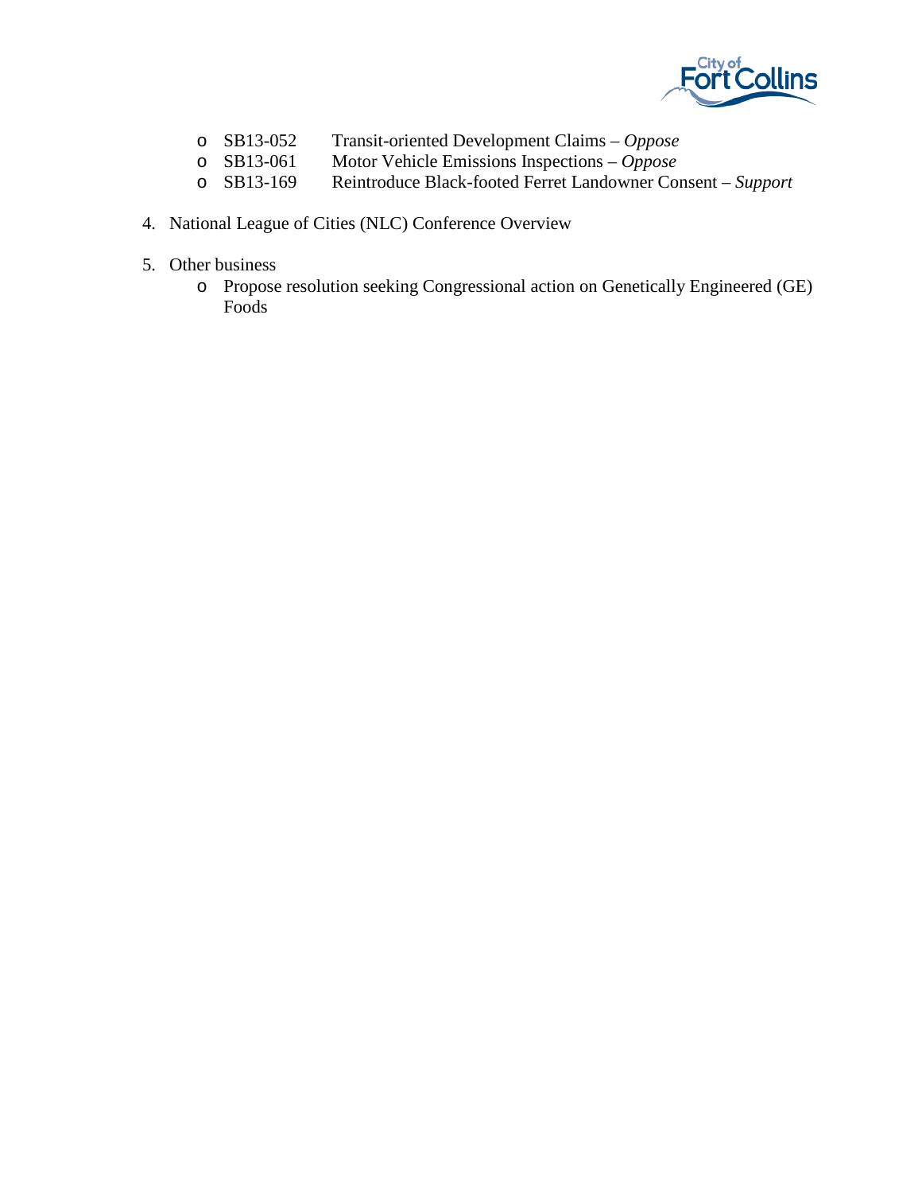- SB13-052 Transit-oriented Development Claims – *Oppose*
- SB13-061 Motor Vehicle Emissions Inspections – *Oppose*
- SB13-169 Reintroduce Black-footed Ferret Landowner Consent – *Support*

4. National League of Cities (NLC) Conference Overview

5. Other business
   - Propose resolution seeking Congressional action on Genetically Engineered (GE) Foods